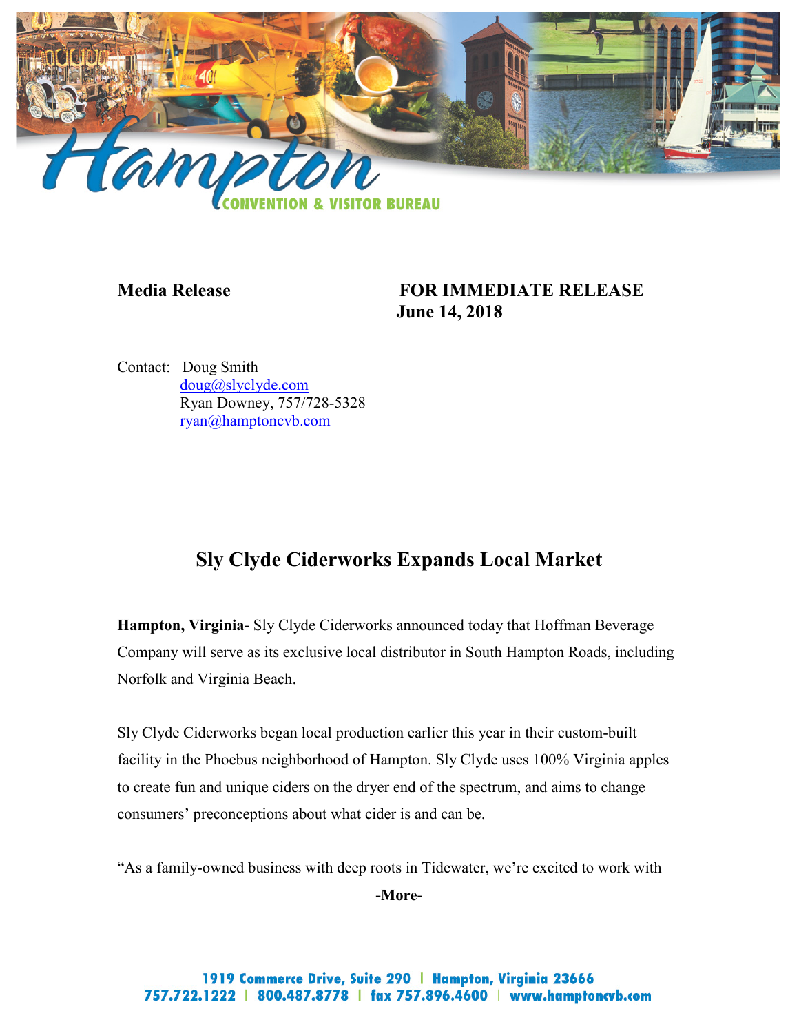**Hampton CONVENTION & VISITOR BUREAU**

**Media Release** **FOR IMMEDIATE RELEASE**
**June 14, 2018**

Contact: Doug Smith
doug@slyclyde.com
Ryan Downey, 757/728-5328
ryan@hamptoncvb.com

## Sly Clyde Ciderworks Expands Local Market

**Hampton, Virginia-** Sly Clyde Ciderworks announced today that Hoffman Beverage Company will serve as its exclusive local distributor in South Hampton Roads, including Norfolk and Virginia Beach.

Sly Clyde Ciderworks began local production earlier this year in their custom-built facility in the Phoebus neighborhood of Hampton. Sly Clyde uses 100% Virginia apples to create fun and unique ciders on the dryer end of the spectrum, and aims to change consumers' preconceptions about what cider is and can be.

"As a family-owned business with deep roots in Tidewater, we're excited to work with

**-More-**

1919 Commerce Drive, Suite 290 | Hampton, Virginia 23666
757.722.1222 | 800.487.8778 | fax 757.896.4600 | www.hamptoncvb.com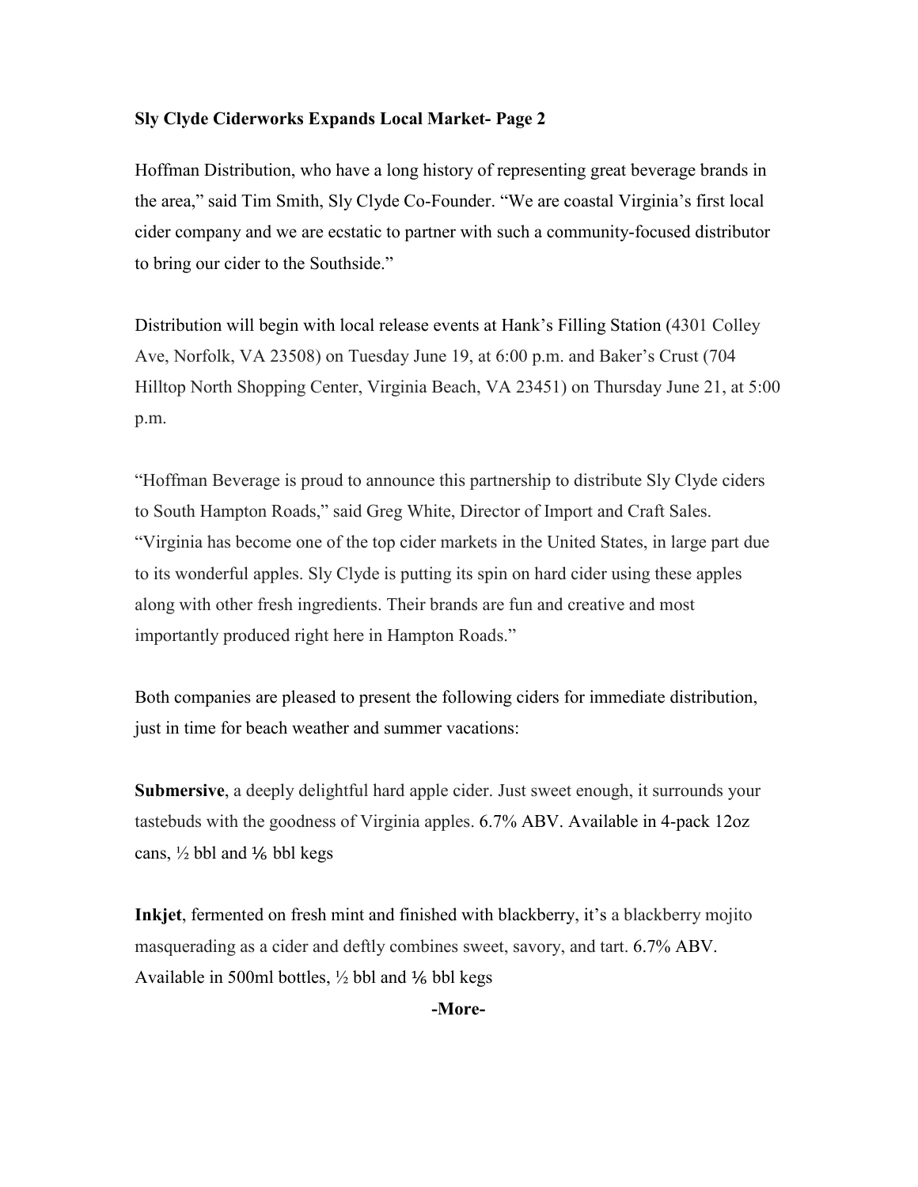**Sly Clyde Ciderworks Expands Local Market- Page 2**

Hoffman Distribution, who have a long history of representing great beverage brands in the area," said Tim Smith, Sly Clyde Co-Founder. "We are coastal Virginia's first local cider company and we are ecstatic to partner with such a community-focused distributor to bring our cider to the Southside."

Distribution will begin with local release events at Hank's Filling Station (4301 Colley Ave, Norfolk, VA 23508) on Tuesday June 19, at 6:00 p.m. and Baker's Crust (704 Hilltop North Shopping Center, Virginia Beach, VA 23451) on Thursday June 21, at 5:00 p.m.

"Hoffman Beverage is proud to announce this partnership to distribute Sly Clyde ciders to South Hampton Roads," said Greg White, Director of Import and Craft Sales. "Virginia has become one of the top cider markets in the United States, in large part due to its wonderful apples. Sly Clyde is putting its spin on hard cider using these apples along with other fresh ingredients. Their brands are fun and creative and most importantly produced right here in Hampton Roads."

Both companies are pleased to present the following ciders for immediate distribution, just in time for beach weather and summer vacations:

**Submersive**, a deeply delightful hard apple cider. Just sweet enough, it surrounds your tastebuds with the goodness of Virginia apples. 6.7% ABV. Available in 4-pack 12oz cans, ½ bbl and ⅙ bbl kegs

**Inkjet**, fermented on fresh mint and finished with blackberry, it's a blackberry mojito masquerading as a cider and deftly combines sweet, savory, and tart. 6.7% ABV. Available in 500ml bottles, ½ bbl and ⅙ bbl kegs

**-More-**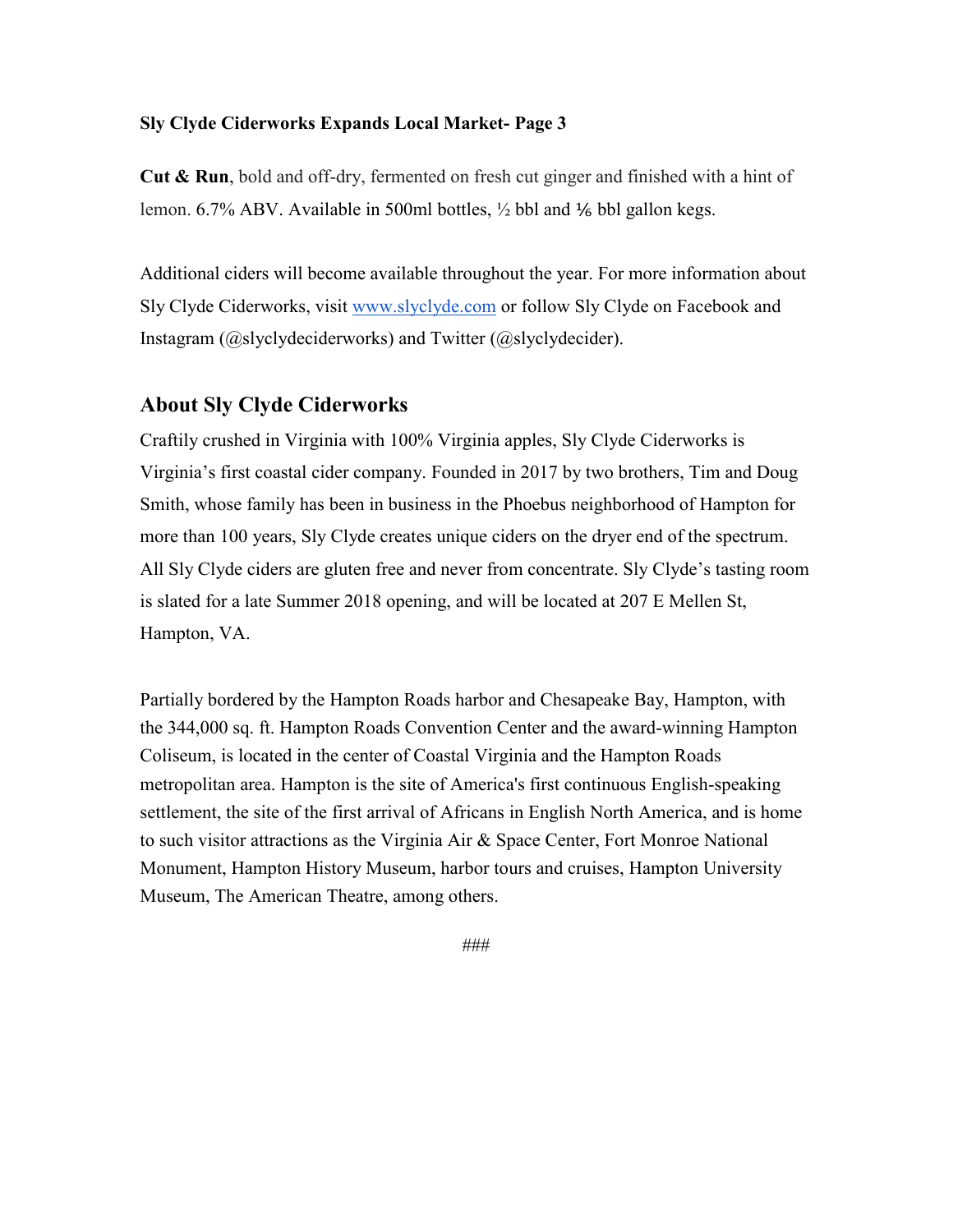**Cut & Run**, bold and off-dry, fermented on fresh cut ginger and finished with a hint of lemon. 6.7% ABV. Available in 500ml bottles, ½ bbl and ⅙ bbl gallon kegs.

Additional ciders will become available throughout the year. For more information about Sly Clyde Ciderworks, visit www.slyclyde.com or follow Sly Clyde on Facebook and Instagram (@slyclydeciderworks) and Twitter (@slyclydecider).

## About Sly Clyde Ciderworks

Craftily crushed in Virginia with 100% Virginia apples, Sly Clyde Ciderworks is Virginia's first coastal cider company. Founded in 2017 by two brothers, Tim and Doug Smith, whose family has been in business in the Phoebus neighborhood of Hampton for more than 100 years, Sly Clyde creates unique ciders on the dryer end of the spectrum. All Sly Clyde ciders are gluten free and never from concentrate. Sly Clyde's tasting room is slated for a late Summer 2018 opening, and will be located at 207 E Mellen St, Hampton, VA.

Partially bordered by the Hampton Roads harbor and Chesapeake Bay, Hampton, with the 344,000 sq. ft. Hampton Roads Convention Center and the award-winning Hampton Coliseum, is located in the center of Coastal Virginia and the Hampton Roads metropolitan area. Hampton is the site of America's first continuous English-speaking settlement, the site of the first arrival of Africans in English North America, and is home to such visitor attractions as the Virginia Air & Space Center, Fort Monroe National Monument, Hampton History Museum, harbor tours and cruises, Hampton University Museum, The American Theatre, among others.

###